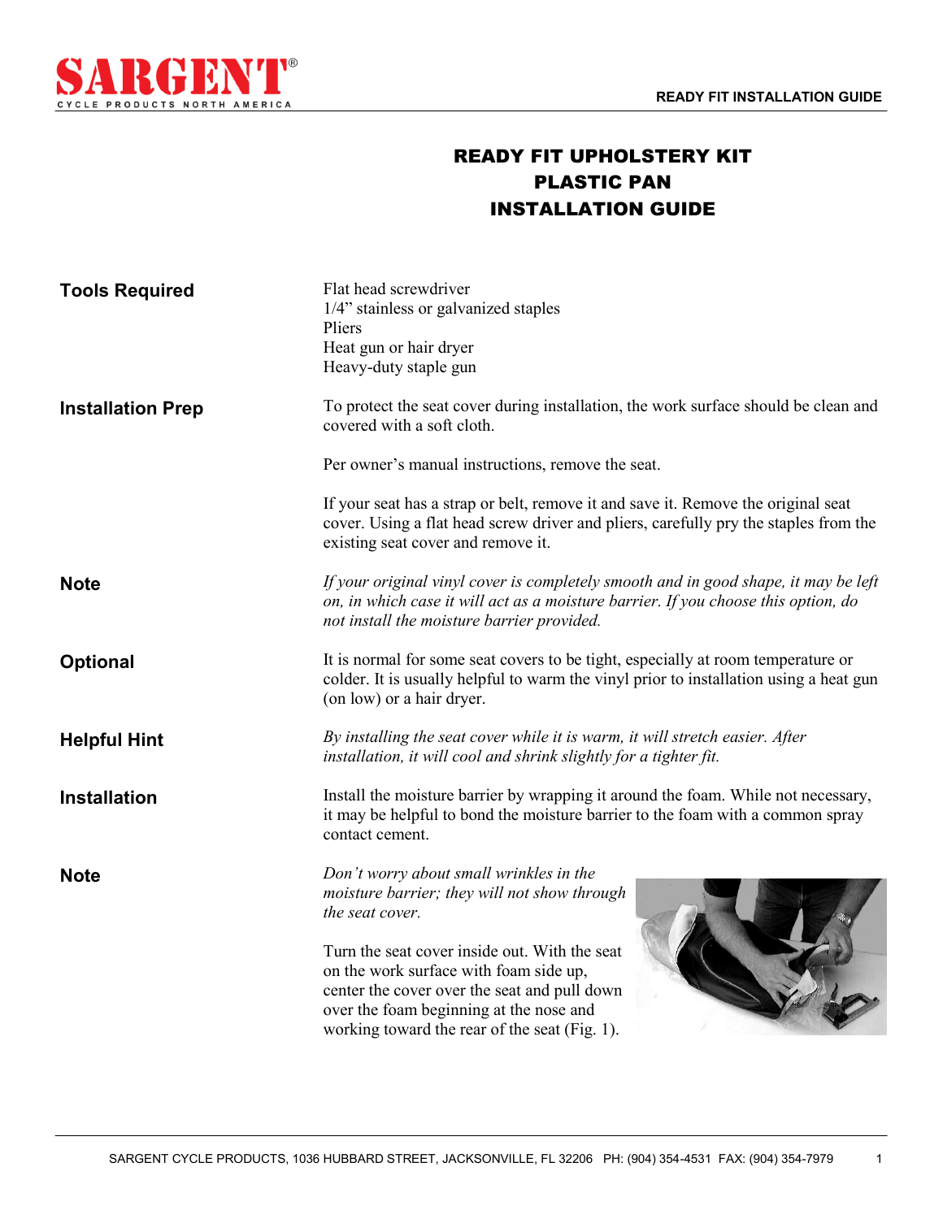# READY FIT UPHOLSTERY KIT
# PLASTIC PAN
# INSTALLATION GUIDE

**Tools Required**

Flat head screwdriver
1/4" stainless or galvanized staples
Pliers
Heat gun or hair dryer
Heavy-duty staple gun

**Installation Prep**

To protect the seat cover during installation, the work surface should be clean and covered with a soft cloth.

Per owner's manual instructions, remove the seat.

If your seat has a strap or belt, remove it and save it. Remove the original seat cover. Using a flat head screw driver and pliers, carefully pry the staples from the existing seat cover and remove it.

**Note**

*If your original vinyl cover is completely smooth and in good shape, it may be left on, in which case it will act as a moisture barrier. If you choose this option, do not install the moisture barrier provided.*

**Optional**

It is normal for some seat covers to be tight, especially at room temperature or colder. It is usually helpful to warm the vinyl prior to installation using a heat gun (on low) or a hair dryer.

**Helpful Hint**

*By installing the seat cover while it is warm, it will stretch easier. After installation, it will cool and shrink slightly for a tighter fit.*

**Installation**

Install the moisture barrier by wrapping it around the foam. While not necessary, it may be helpful to bond the moisture barrier to the foam with a common spray contact cement.

**Note**

*Don't worry about small wrinkles in the moisture barrier; they will not show through the seat cover.*

Turn the seat cover inside out. With the seat on the work surface with foam side up, center the cover over the seat and pull down over the foam beginning at the nose and working toward the rear of the seat (Fig. 1).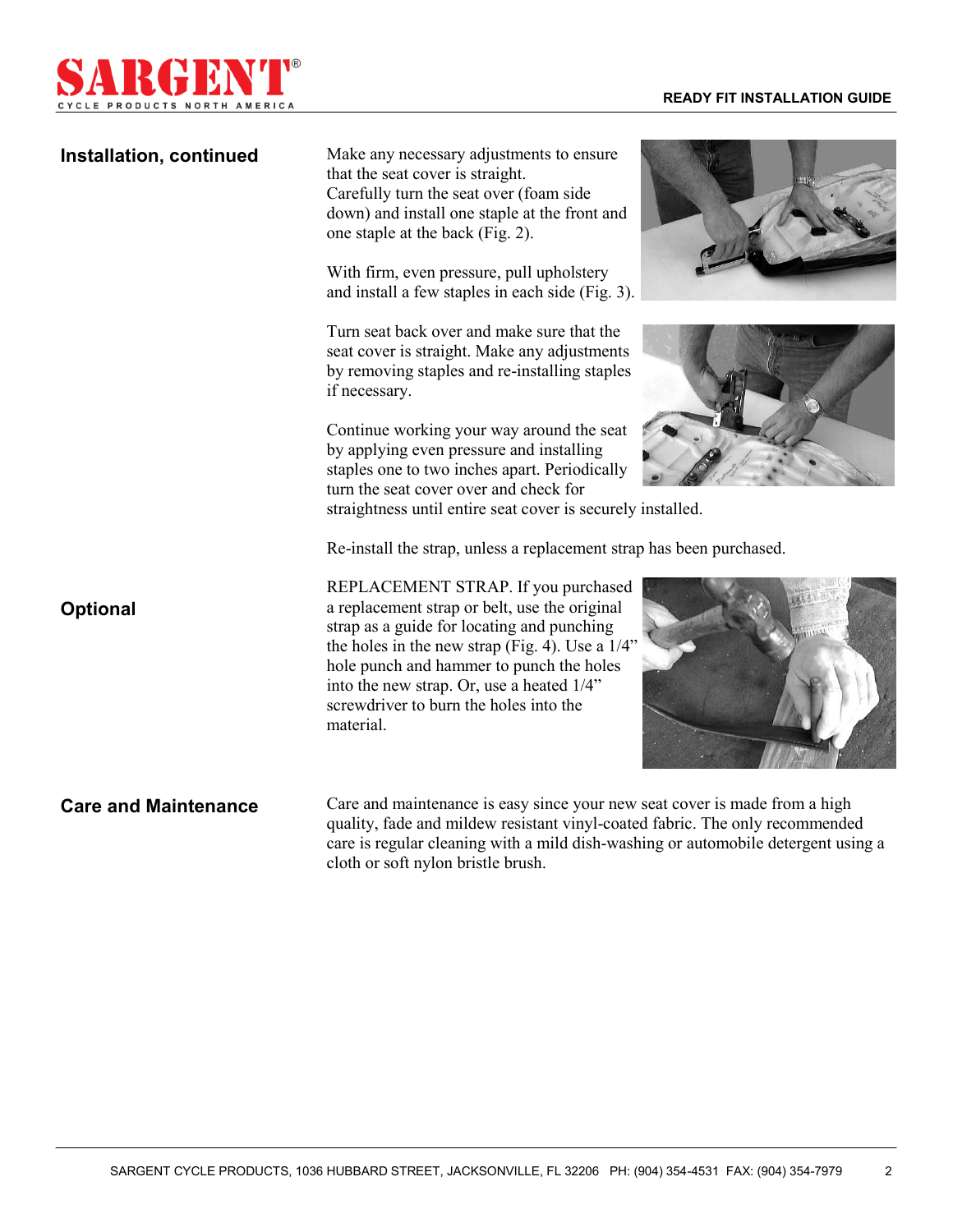## Installation, continued

Make any necessary adjustments to ensure that the seat cover is straight.
Carefully turn the seat over (foam side down) and install one staple at the front and one staple at the back (Fig. 2).

With firm, even pressure, pull upholstery and install a few staples in each side (Fig. 3).

Turn seat back over and make sure that the seat cover is straight. Make any adjustments by removing staples and re-installing staples if necessary.

Continue working your way around the seat by applying even pressure and installing staples one to two inches apart. Periodically turn the seat cover over and check for straightness until entire seat cover is securely installed.

Re-install the strap, unless a replacement strap has been purchased.

## Optional

REPLACEMENT STRAP. If you purchased a replacement strap or belt, use the original strap as a guide for locating and punching the holes in the new strap (Fig. 4). Use a 1/4" hole punch and hammer to punch the holes into the new strap. Or, use a heated 1/4" screwdriver to burn the holes into the material.

## Care and Maintenance

Care and maintenance is easy since your new seat cover is made from a high quality, fade and mildew resistant vinyl-coated fabric. The only recommended care is regular cleaning with a mild dish-washing or automobile detergent using a cloth or soft nylon bristle brush.

SARGENT CYCLE PRODUCTS, 1036 HUBBARD STREET, JACKSONVILLE, FL 32206 PH: (904) 354-4531 FAX: (904) 354-7979